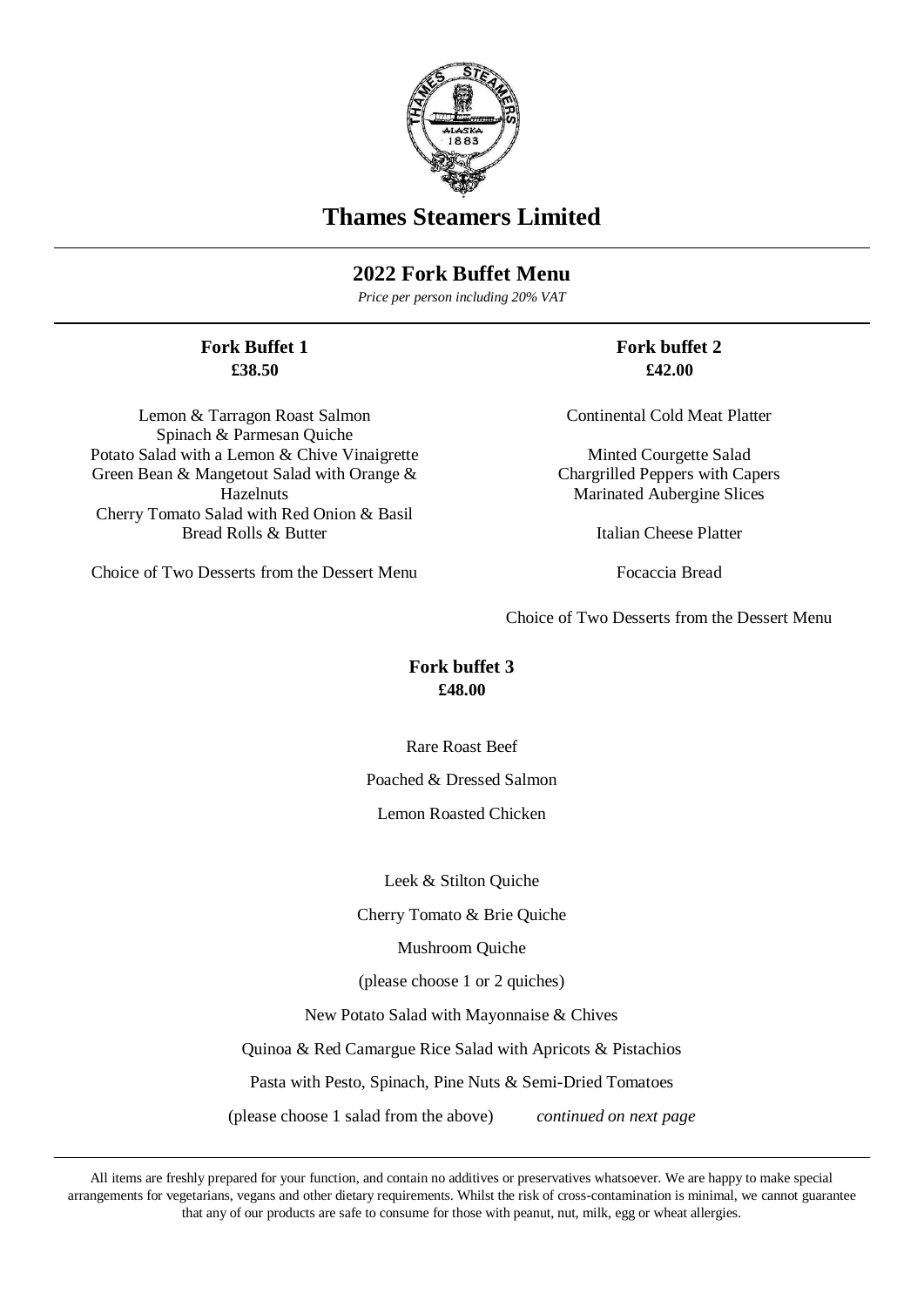# Thames Steamers Limited

## 2022 Fork Buffet Menu

*Price per person including 20% VAT*

### Fork Buffet 1
**£38.50**

Lemon & Tarragon Roast Salmon
Spinach & Parmesan Quiche
Potato Salad with a Lemon & Chive Vinaigrette
Green Bean & Mangetout Salad with Orange & Hazelnuts
Cherry Tomato Salad with Red Onion & Basil
Bread Rolls & Butter

Choice of Two Desserts from the Dessert Menu

### Fork buffet 2
**£42.00**

Continental Cold Meat Platter

Minted Courgette Salad
Chargrilled Peppers with Capers
Marinated Aubergine Slices

Italian Cheese Platter

Focaccia Bread

Choice of Two Desserts from the Dessert Menu

### Fork buffet 3
**£48.00**

Rare Roast Beef

Poached & Dressed Salmon

Lemon Roasted Chicken

Leek & Stilton Quiche

Cherry Tomato & Brie Quiche

Mushroom Quiche

(please choose 1 or 2 quiches)

New Potato Salad with Mayonnaise & Chives

Quinoa & Red Camargue Rice Salad with Apricots & Pistachios

Pasta with Pesto, Spinach, Pine Nuts & Semi-Dried Tomatoes

(please choose 1 salad from the above) *continued on next page*

All items are freshly prepared for your function, and contain no additives or preservatives whatsoever. We are happy to make special arrangements for vegetarians, vegans and other dietary requirements. Whilst the risk of cross-contamination is minimal, we cannot guarantee that any of our products are safe to consume for those with peanut, nut, milk, egg or wheat allergies.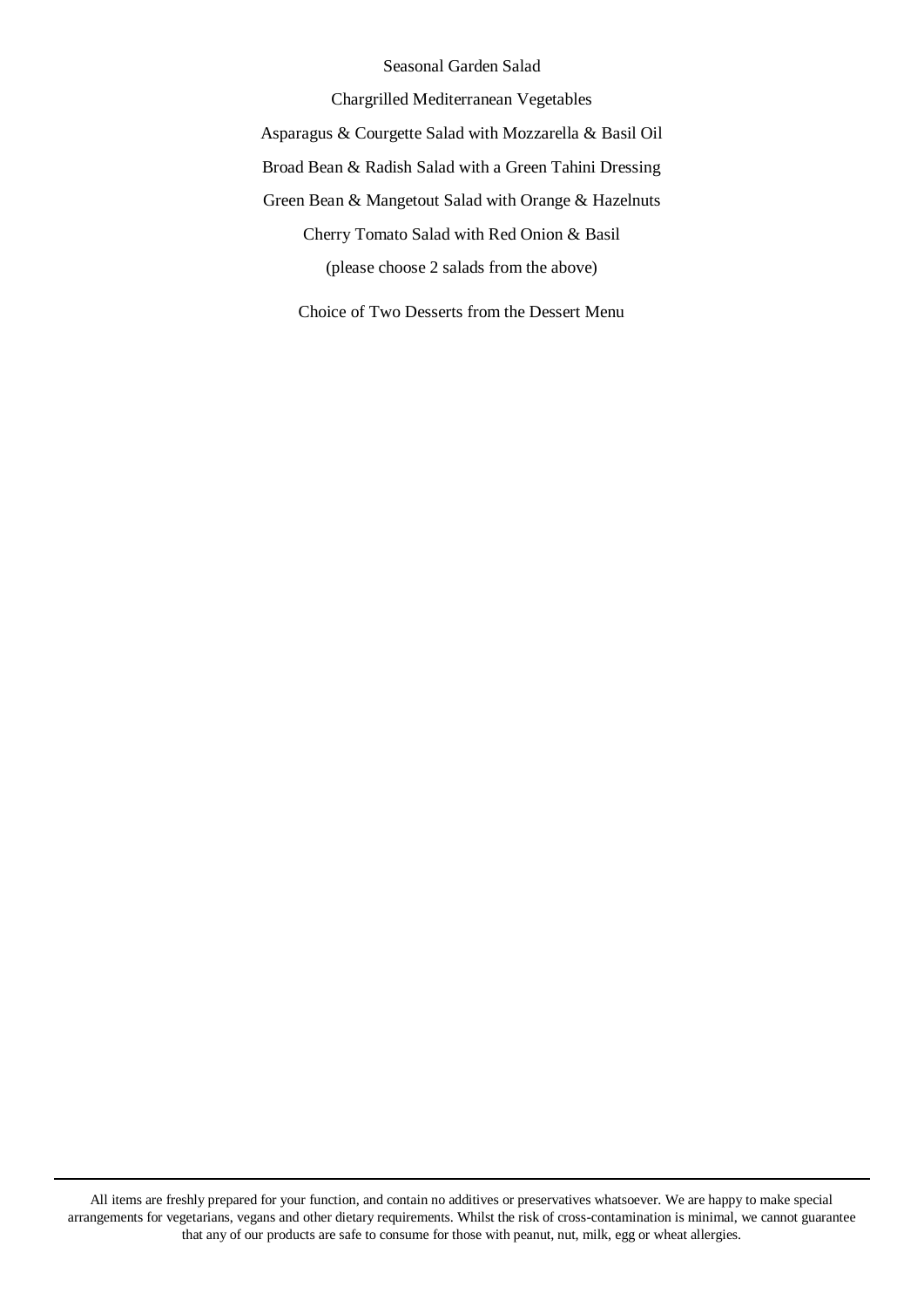Seasonal Garden Salad

Chargrilled Mediterranean Vegetables

Asparagus & Courgette Salad with Mozzarella & Basil Oil

Broad Bean & Radish Salad with a Green Tahini Dressing

Green Bean & Mangetout Salad with Orange & Hazelnuts

Cherry Tomato Salad with Red Onion & Basil

(please choose 2 salads from the above)

Choice of Two Desserts from the Dessert Menu

---

All items are freshly prepared for your function, and contain no additives or preservatives whatsoever. We are happy to make special arrangements for vegetarians, vegans and other dietary requirements. Whilst the risk of cross-contamination is minimal, we cannot guarantee that any of our products are safe to consume for those with peanut, nut, milk, egg or wheat allergies.